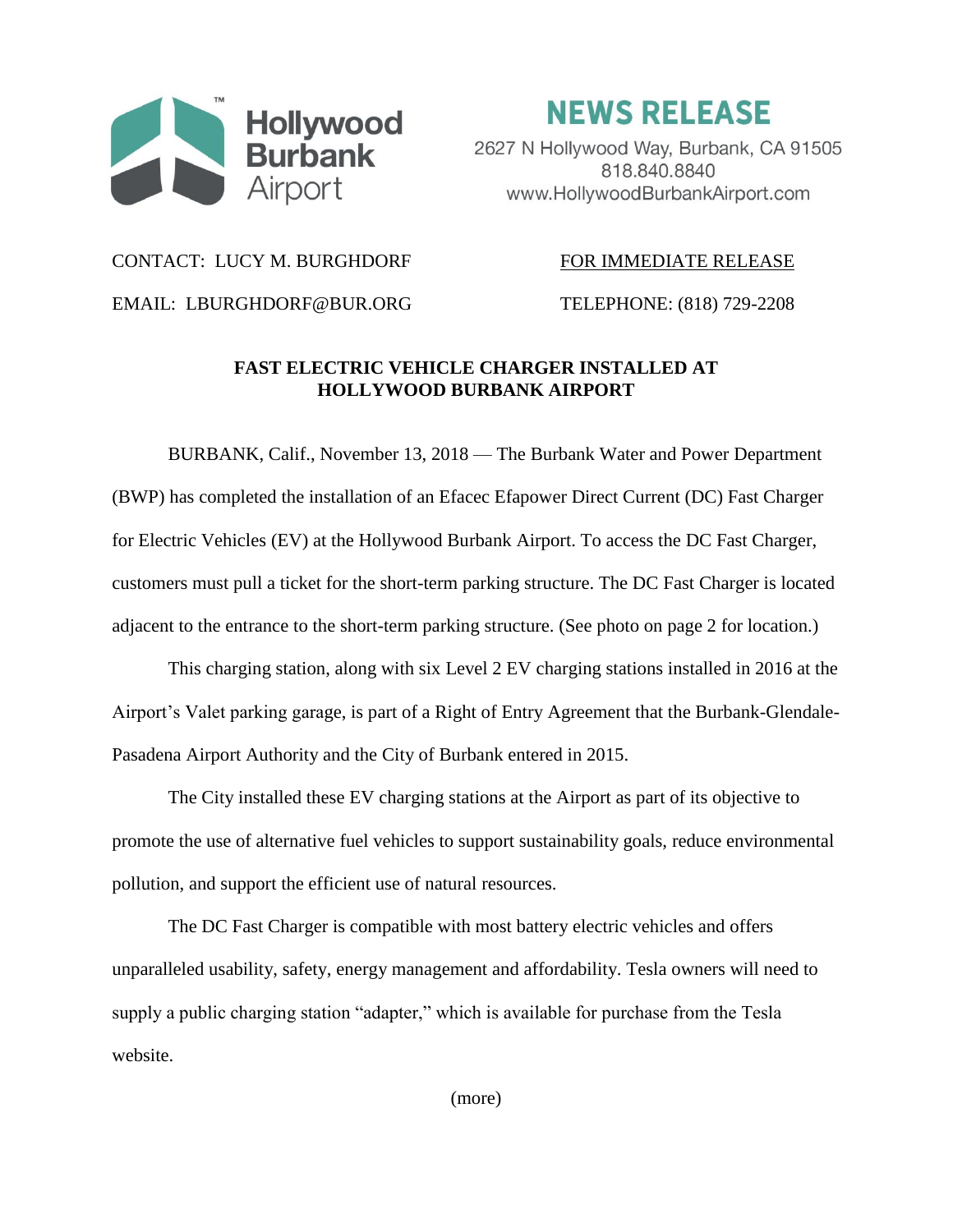Hollywood Burbank Airport

# NEWS RELEASE

2627 N Hollywood Way, Burbank, CA 91505
818.840.8840
www.HollywoodBurbankAirport.com

CONTACT: LUCY M. BURGHDORF

EMAIL: LBURGHDORF@BUR.ORG

FOR IMMEDIATE RELEASE

TELEPHONE: (818) 729-2208

## FAST ELECTRIC VEHICLE CHARGER INSTALLED AT HOLLYWOOD BURBANK AIRPORT

BURBANK, Calif., November 13, 2018 — The Burbank Water and Power Department (BWP) has completed the installation of an Efacec Efapower Direct Current (DC) Fast Charger for Electric Vehicles (EV) at the Hollywood Burbank Airport. To access the DC Fast Charger, customers must pull a ticket for the short-term parking structure. The DC Fast Charger is located adjacent to the entrance to the short-term parking structure. (See photo on page 2 for location.)

This charging station, along with six Level 2 EV charging stations installed in 2016 at the Airport's Valet parking garage, is part of a Right of Entry Agreement that the Burbank-Glendale-Pasadena Airport Authority and the City of Burbank entered in 2015.

The City installed these EV charging stations at the Airport as part of its objective to promote the use of alternative fuel vehicles to support sustainability goals, reduce environmental pollution, and support the efficient use of natural resources.

The DC Fast Charger is compatible with most battery electric vehicles and offers unparalleled usability, safety, energy management and affordability. Tesla owners will need to supply a public charging station "adapter," which is available for purchase from the Tesla website.

(more)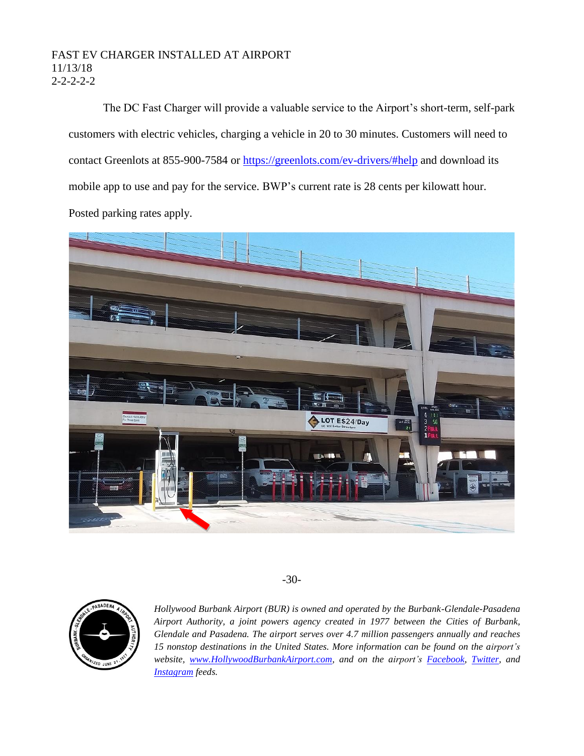FAST EV CHARGER INSTALLED AT AIRPORT
11/13/18
2-2-2-2-2

The DC Fast Charger will provide a valuable service to the Airport's short-term, self-park customers with electric vehicles, charging a vehicle in 20 to 30 minutes. Customers will need to contact Greenlots at 855-900-7584 or https://greenlots.com/ev-drivers/#help and download its mobile app to use and pay for the service. BWP's current rate is 28 cents per kilowatt hour. Posted parking rates apply.

-30-

*Hollywood Burbank Airport (BUR) is owned and operated by the Burbank-Glendale-Pasadena Airport Authority, a joint powers agency created in 1977 between the Cities of Burbank, Glendale and Pasadena. The airport serves over 4.7 million passengers annually and reaches 15 nonstop destinations in the United States. More information can be found on the airport's website, www.HollywoodBurbankAirport.com, and on the airport's Facebook, Twitter, and Instagram feeds.*